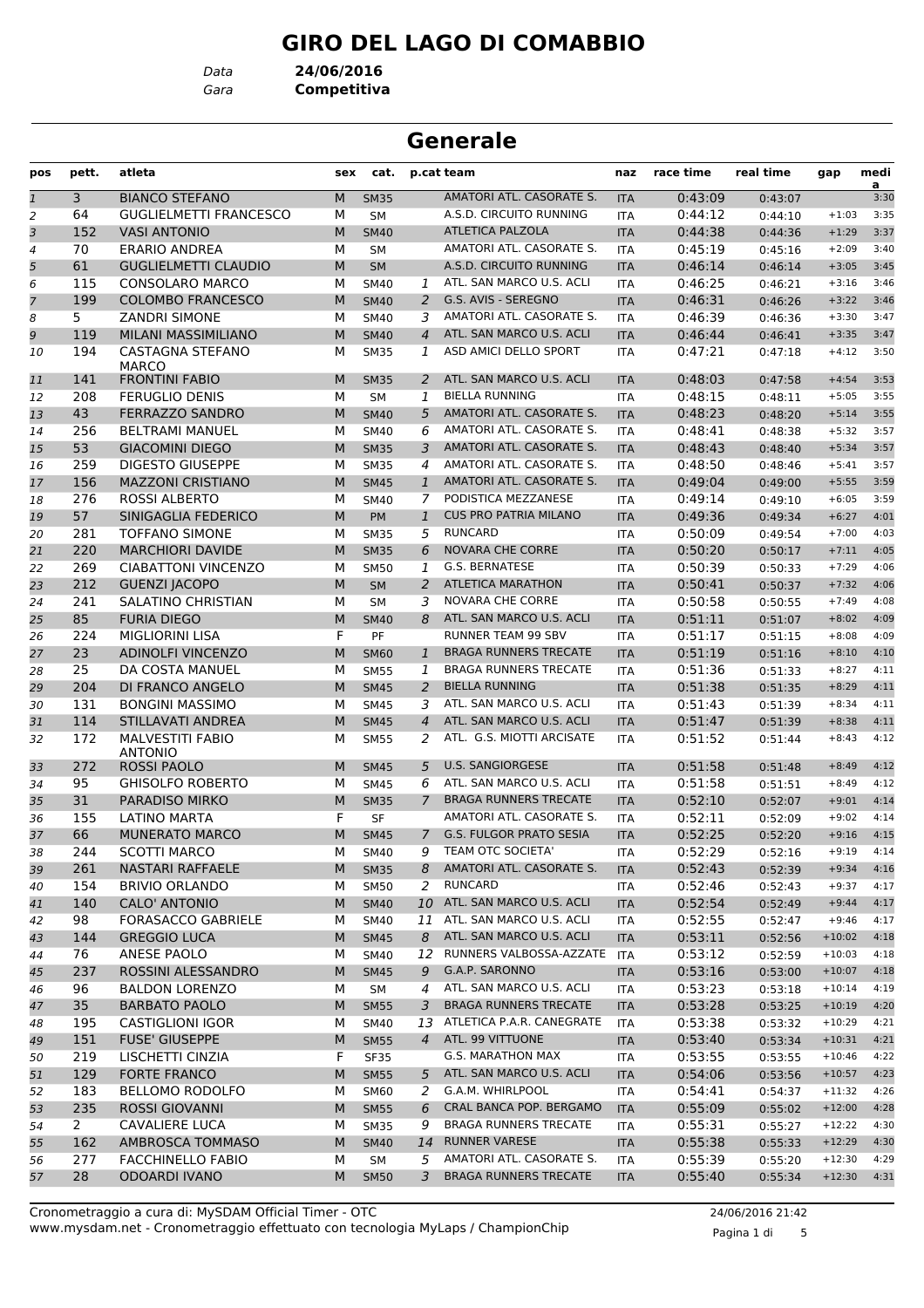# GIRO DEL LAGO DI COMABBIO

*Data* **24/06/2016**
*Gara* **Competitiva**

## Generale

| pos | pett. | atleta | sex | cat. | p.cat | team | naz | race time | real time | gap | media |
|---|---|---|---|---|---|---|---|---|---|---|---|
| 1 | 3 | BIANCO STEFANO | M | SM35 | | AMATORI ATL. CASORATE S. | ITA | 0:43:09 | 0:43:07 | | 3:30 |
| 2 | 64 | GUGLIELMETTI FRANCESCO | M | SM | | A.S.D. CIRCUITO RUNNING | ITA | 0:44:12 | 0:44:10 | +1:03 | 3:35 |
| 3 | 152 | VASI ANTONIO | M | SM40 | | ATLETICA PALZOLA | ITA | 0:44:38 | 0:44:36 | +1:29 | 3:37 |
| 4 | 70 | ERARIO ANDREA | M | SM | | AMATORI ATL. CASORATE S. | ITA | 0:45:19 | 0:45:16 | +2:09 | 3:40 |
| 5 | 61 | GUGLIELMETTI CLAUDIO | M | SM | | A.S.D. CIRCUITO RUNNING | ITA | 0:46:14 | 0:46:14 | +3:05 | 3:45 |
| 6 | 115 | CONSOLARO MARCO | M | SM40 | 1 | ATL. SAN MARCO U.S. ACLI | ITA | 0:46:25 | 0:46:21 | +3:16 | 3:46 |
| 7 | 199 | COLOMBO FRANCESCO | M | SM40 | 2 | G.S. AVIS - SEREGNO | ITA | 0:46:31 | 0:46:26 | +3:22 | 3:46 |
| 8 | 5 | ZANDRI SIMONE | M | SM40 | 3 | AMATORI ATL. CASORATE S. | ITA | 0:46:39 | 0:46:36 | +3:30 | 3:47 |
| 9 | 119 | MILANI MASSIMILIANO | M | SM40 | 4 | ATL. SAN MARCO U.S. ACLI | ITA | 0:46:44 | 0:46:41 | +3:35 | 3:47 |
| 10 | 194 | CASTAGNA STEFANO MARCO | M | SM35 | 1 | ASD AMICI DELLO SPORT | ITA | 0:47:21 | 0:47:18 | +4:12 | 3:50 |
| 11 | 141 | FRONTINI FABIO | M | SM35 | 2 | ATL. SAN MARCO U.S. ACLI | ITA | 0:48:03 | 0:47:58 | +4:54 | 3:53 |
| 12 | 208 | FERUGLIO DENIS | M | SM | 1 | BIELLA RUNNING | ITA | 0:48:15 | 0:48:11 | +5:05 | 3:55 |
| 13 | 43 | FERRAZZO SANDRO | M | SM40 | 5 | AMATORI ATL. CASORATE S. | ITA | 0:48:23 | 0:48:20 | +5:14 | 3:55 |
| 14 | 256 | BELTRAMI MANUEL | M | SM40 | 6 | AMATORI ATL. CASORATE S. | ITA | 0:48:41 | 0:48:38 | +5:32 | 3:57 |
| 15 | 53 | GIACOMINI DIEGO | M | SM35 | 3 | AMATORI ATL. CASORATE S. | ITA | 0:48:43 | 0:48:40 | +5:34 | 3:57 |
| 16 | 259 | DIGESTO GIUSEPPE | M | SM35 | 4 | AMATORI ATL. CASORATE S. | ITA | 0:48:50 | 0:48:46 | +5:41 | 3:57 |
| 17 | 156 | MAZZONI CRISTIANO | M | SM45 | 1 | AMATORI ATL. CASORATE S. | ITA | 0:49:04 | 0:49:00 | +5:55 | 3:59 |
| 18 | 276 | ROSSI ALBERTO | M | SM40 | 7 | PODISTICA MEZZANESE | ITA | 0:49:14 | 0:49:10 | +6:05 | 3:59 |
| 19 | 57 | SINIGAGLIA FEDERICO | M | PM | 1 | CUS PRO PATRIA MILANO | ITA | 0:49:36 | 0:49:34 | +6:27 | 4:01 |
| 20 | 281 | TOFFANO SIMONE | M | SM35 | 5 | RUNCARD | ITA | 0:50:09 | 0:49:54 | +7:00 | 4:03 |
| 21 | 220 | MARCHIORI DAVIDE | M | SM35 | 6 | NOVARA CHE CORRE | ITA | 0:50:20 | 0:50:17 | +7:11 | 4:05 |
| 22 | 269 | CIABATTONI VINCENZO | M | SM50 | 1 | G.S. BERNATESE | ITA | 0:50:39 | 0:50:33 | +7:29 | 4:06 |
| 23 | 212 | GUENZI JACOPO | M | SM | 2 | ATLETICA MARATHON | ITA | 0:50:41 | 0:50:37 | +7:32 | 4:06 |
| 24 | 241 | SALATINO CHRISTIAN | M | SM | 3 | NOVARA CHE CORRE | ITA | 0:50:58 | 0:50:55 | +7:49 | 4:08 |
| 25 | 85 | FURIA DIEGO | M | SM40 | 8 | ATL. SAN MARCO U.S. ACLI | ITA | 0:51:11 | 0:51:07 | +8:02 | 4:09 |
| 26 | 224 | MIGLIORINI LISA | F | PF | | RUNNER TEAM 99 SBV | ITA | 0:51:17 | 0:51:15 | +8:08 | 4:09 |
| 27 | 23 | ADINOLFI VINCENZO | M | SM60 | 1 | BRAGA RUNNERS TRECATE | ITA | 0:51:19 | 0:51:16 | +8:10 | 4:10 |
| 28 | 25 | DA COSTA MANUEL | M | SM55 | 1 | BRAGA RUNNERS TRECATE | ITA | 0:51:36 | 0:51:33 | +8:27 | 4:11 |
| 29 | 204 | DI FRANCO ANGELO | M | SM45 | 2 | BIELLA RUNNING | ITA | 0:51:38 | 0:51:35 | +8:29 | 4:11 |
| 30 | 131 | BONGINI MASSIMO | M | SM45 | 3 | ATL. SAN MARCO U.S. ACLI | ITA | 0:51:43 | 0:51:39 | +8:34 | 4:11 |
| 31 | 114 | STILLAVATI ANDREA | M | SM45 | 4 | ATL. SAN MARCO U.S. ACLI | ITA | 0:51:47 | 0:51:39 | +8:38 | 4:11 |
| 32 | 172 | MALVESTITI FABIO ANTONIO | M | SM55 | 2 | ATL. G.S. MIOTTI ARCISATE | ITA | 0:51:52 | 0:51:44 | +8:43 | 4:12 |
| 33 | 272 | ROSSI PAOLO | M | SM45 | 5 | U.S. SANGIORGESE | ITA | 0:51:58 | 0:51:48 | +8:49 | 4:12 |
| 34 | 95 | GHISOLFO ROBERTO | M | SM45 | 6 | ATL. SAN MARCO U.S. ACLI | ITA | 0:51:58 | 0:51:51 | +8:49 | 4:12 |
| 35 | 31 | PARADISO MIRKO | M | SM35 | 7 | BRAGA RUNNERS TRECATE | ITA | 0:52:10 | 0:52:07 | +9:01 | 4:14 |
| 36 | 155 | LATINO MARTA | F | SF | | AMATORI ATL. CASORATE S. | ITA | 0:52:11 | 0:52:09 | +9:02 | 4:14 |
| 37 | 66 | MUNERATO MARCO | M | SM45 | 7 | G.S. FULGOR PRATO SESIA | ITA | 0:52:25 | 0:52:20 | +9:16 | 4:15 |
| 38 | 244 | SCOTTI MARCO | M | SM40 | 9 | TEAM OTC SOCIETA' | ITA | 0:52:29 | 0:52:16 | +9:19 | 4:14 |
| 39 | 261 | NASTARI RAFFAELE | M | SM35 | 8 | AMATORI ATL. CASORATE S. | ITA | 0:52:43 | 0:52:39 | +9:34 | 4:16 |
| 40 | 154 | BRIVIO ORLANDO | M | SM50 | 2 | RUNCARD | ITA | 0:52:46 | 0:52:43 | +9:37 | 4:17 |
| 41 | 140 | CALO' ANTONIO | M | SM40 | 10 | ATL. SAN MARCO U.S. ACLI | ITA | 0:52:54 | 0:52:49 | +9:44 | 4:17 |
| 42 | 98 | FORASACCO GABRIELE | M | SM40 | 11 | ATL. SAN MARCO U.S. ACLI | ITA | 0:52:55 | 0:52:47 | +9:46 | 4:17 |
| 43 | 144 | GREGGIO LUCA | M | SM45 | 8 | ATL. SAN MARCO U.S. ACLI | ITA | 0:53:11 | 0:52:56 | +10:02 | 4:18 |
| 44 | 76 | ANESE PAOLO | M | SM40 | 12 | RUNNERS VALBOSSA-AZZATE | ITA | 0:53:12 | 0:52:59 | +10:03 | 4:18 |
| 45 | 237 | ROSSINI ALESSANDRO | M | SM45 | 9 | G.A.P. SARONNO | ITA | 0:53:16 | 0:53:00 | +10:07 | 4:18 |
| 46 | 96 | BALDON LORENZO | M | SM | 4 | ATL. SAN MARCO U.S. ACLI | ITA | 0:53:23 | 0:53:18 | +10:14 | 4:19 |
| 47 | 35 | BARBATO PAOLO | M | SM55 | 3 | BRAGA RUNNERS TRECATE | ITA | 0:53:28 | 0:53:25 | +10:19 | 4:20 |
| 48 | 195 | CASTIGLIONI IGOR | M | SM40 | 13 | ATLETICA P.A.R. CANEGRATE | ITA | 0:53:38 | 0:53:32 | +10:29 | 4:21 |
| 49 | 151 | FUSE' GIUSEPPE | M | SM55 | 4 | ATL. 99 VITTUONE | ITA | 0:53:40 | 0:53:34 | +10:31 | 4:21 |
| 50 | 219 | LISCHETTI CINZIA | F | SF35 | | G.S. MARATHON MAX | ITA | 0:53:55 | 0:53:55 | +10:46 | 4:22 |
| 51 | 129 | FORTE FRANCO | M | SM55 | 5 | ATL. SAN MARCO U.S. ACLI | ITA | 0:54:06 | 0:53:56 | +10:57 | 4:23 |
| 52 | 183 | BELLOMO RODOLFO | M | SM60 | 2 | G.A.M. WHIRLPOOL | ITA | 0:54:41 | 0:54:37 | +11:32 | 4:26 |
| 53 | 235 | ROSSI GIOVANNI | M | SM55 | 6 | CRAL BANCA POP. BERGAMO | ITA | 0:55:09 | 0:55:02 | +12:00 | 4:28 |
| 54 | 2 | CAVALIERE LUCA | M | SM35 | 9 | BRAGA RUNNERS TRECATE | ITA | 0:55:31 | 0:55:27 | +12:22 | 4:30 |
| 55 | 162 | AMBROSCA TOMMASO | M | SM40 | 14 | RUNNER VARESE | ITA | 0:55:38 | 0:55:33 | +12:29 | 4:30 |
| 56 | 277 | FACCHINELLO FABIO | M | SM | 5 | AMATORI ATL. CASORATE S. | ITA | 0:55:39 | 0:55:20 | +12:30 | 4:29 |
| 57 | 28 | ODOARDI IVANO | M | SM50 | 3 | BRAGA RUNNERS TRECATE | ITA | 0:55:40 | 0:55:34 | +12:30 | 4:31 |

Cronometraggio a cura di: MySDAM Official Timer - OTC
www.mysdam.net - Cronometraggio effettuato con tecnologia MyLaps / ChampionChip

24/06/2016 21:42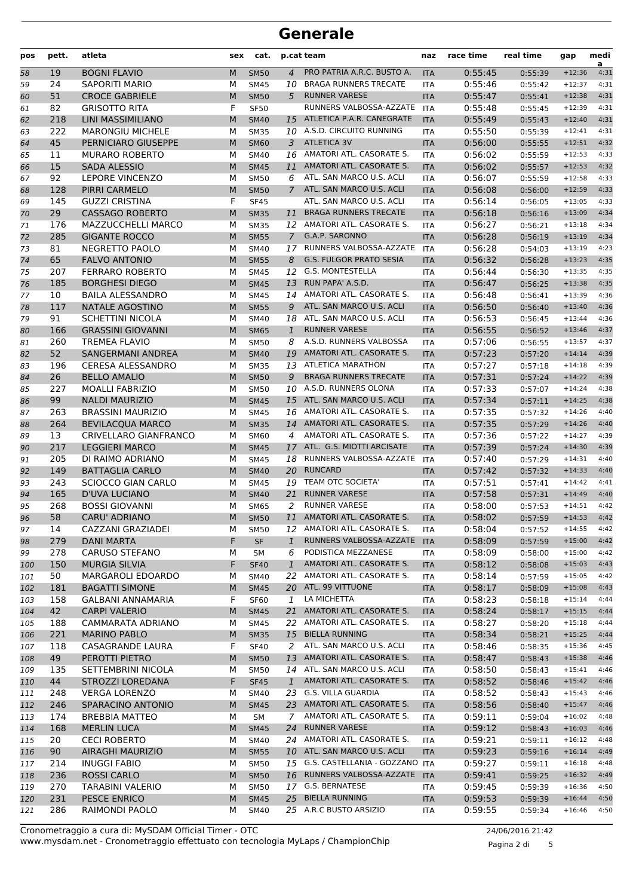# Generale

| pos | pett. | atleta | sex | cat. | p.cat | team | naz | race time | real time | gap | media |
|---|---|---|---|---|---|---|---|---|---|---|---|
| 58 | 19 | BOGNI FLAVIO | M | SM50 | 4 | PRO PATRIA A.R.C. BUSTO A. | ITA | 0:55:45 | 0:55:39 | +12:36 | 4:31 |
| 59 | 24 | SAPORITI MARIO | M | SM45 | 10 | BRAGA RUNNERS TRECATE | ITA | 0:55:46 | 0:55:42 | +12:37 | 4:31 |
| 60 | 51 | CROCE GABRIELE | M | SM50 | 5 | RUNNER VARESE | ITA | 0:55:47 | 0:55:41 | +12:38 | 4:31 |
| 61 | 82 | GRISOTTO RITA | F | SF50 | | RUNNERS VALBOSSA-AZZATE | ITA | 0:55:48 | 0:55:45 | +12:39 | 4:31 |
| 62 | 218 | LINI MASSIMILIANO | M | SM40 | 15 | ATLETICA P.A.R. CANEGRATE | ITA | 0:55:49 | 0:55:43 | +12:40 | 4:31 |
| 63 | 222 | MARONGIU MICHELE | M | SM35 | 10 | A.S.D. CIRCUITO RUNNING | ITA | 0:55:50 | 0:55:39 | +12:41 | 4:31 |
| 64 | 45 | PERNICIARO GIUSEPPE | M | SM60 | 3 | ATLETICA 3V | ITA | 0:56:00 | 0:55:55 | +12:51 | 4:32 |
| 65 | 11 | MURARO ROBERTO | M | SM40 | 16 | AMATORI ATL. CASORATE S. | ITA | 0:56:02 | 0:55:59 | +12:53 | 4:33 |
| 66 | 15 | SADA ALESSIO | M | SM45 | 11 | AMATORI ATL. CASORATE S. | ITA | 0:56:02 | 0:55:57 | +12:53 | 4:32 |
| 67 | 92 | LEPORE VINCENZO | M | SM50 | 6 | ATL. SAN MARCO U.S. ACLI | ITA | 0:56:07 | 0:55:59 | +12:58 | 4:33 |
| 68 | 128 | PIRRI CARMELO | M | SM50 | 7 | ATL. SAN MARCO U.S. ACLI | ITA | 0:56:08 | 0:56:00 | +12:59 | 4:33 |
| 69 | 145 | GUZZI CRISTINA | F | SF45 | | ATL. SAN MARCO U.S. ACLI | ITA | 0:56:14 | 0:56:05 | +13:05 | 4:33 |
| 70 | 29 | CASSAGO ROBERTO | M | SM35 | 11 | BRAGA RUNNERS TRECATE | ITA | 0:56:18 | 0:56:16 | +13:09 | 4:34 |
| 71 | 176 | MAZZUCCHELLI MARCO | M | SM35 | 12 | AMATORI ATL. CASORATE S. | ITA | 0:56:27 | 0:56:21 | +13:18 | 4:34 |
| 72 | 285 | GIGANTE ROCCO | M | SM55 | 7 | G.A.P. SARONNO | ITA | 0:56:28 | 0:56:19 | +13:19 | 4:34 |
| 73 | 81 | NEGRETTO PAOLO | M | SM40 | 17 | RUNNERS VALBOSSA-AZZATE | ITA | 0:56:28 | 0:54:03 | +13:19 | 4:23 |
| 74 | 65 | FALVO ANTONIO | M | SM55 | 8 | G.S. FULGOR PRATO SESIA | ITA | 0:56:32 | 0:56:28 | +13:23 | 4:35 |
| 75 | 207 | FERRARO ROBERTO | M | SM45 | 12 | G.S. MONTESTELLA | ITA | 0:56:44 | 0:56:30 | +13:35 | 4:35 |
| 76 | 185 | BORGHESI DIEGO | M | SM45 | 13 | RUN PAPA' A.S.D. | ITA | 0:56:47 | 0:56:25 | +13:38 | 4:35 |
| 77 | 10 | BAILA ALESSANDRO | M | SM45 | 14 | AMATORI ATL. CASORATE S. | ITA | 0:56:48 | 0:56:41 | +13:39 | 4:36 |
| 78 | 117 | NATALE AGOSTINO | M | SM55 | 9 | ATL. SAN MARCO U.S. ACLI | ITA | 0:56:50 | 0:56:40 | +13:40 | 4:36 |
| 79 | 91 | SCHETTINI NICOLA | M | SM40 | 18 | ATL. SAN MARCO U.S. ACLI | ITA | 0:56:53 | 0:56:45 | +13:44 | 4:36 |
| 80 | 166 | GRASSINI GIOVANNI | M | SM65 | 1 | RUNNER VARESE | ITA | 0:56:55 | 0:56:52 | +13:46 | 4:37 |
| 81 | 260 | TREMEA FLAVIO | M | SM50 | 8 | A.S.D. RUNNERS VALBOSSA | ITA | 0:57:06 | 0:56:55 | +13:57 | 4:37 |
| 82 | 52 | SANGERMANI ANDREA | M | SM40 | 19 | AMATORI ATL. CASORATE S. | ITA | 0:57:23 | 0:57:20 | +14:14 | 4:39 |
| 83 | 196 | CERESA ALESSANDRO | M | SM35 | 13 | ATLETICA MARATHON | ITA | 0:57:27 | 0:57:18 | +14:18 | 4:39 |
| 84 | 26 | BELLO AMALIO | M | SM50 | 9 | BRAGA RUNNERS TRECATE | ITA | 0:57:31 | 0:57:24 | +14:22 | 4:39 |
| 85 | 227 | MOALLI FABRIZIO | M | SM50 | 10 | A.S.D. RUNNERS OLONA | ITA | 0:57:33 | 0:57:07 | +14:24 | 4:38 |
| 86 | 99 | NALDI MAURIZIO | M | SM45 | 15 | ATL. SAN MARCO U.S. ACLI | ITA | 0:57:34 | 0:57:11 | +14:25 | 4:38 |
| 87 | 263 | BRASSINI MAURIZIO | M | SM45 | 16 | AMATORI ATL. CASORATE S. | ITA | 0:57:35 | 0:57:32 | +14:26 | 4:40 |
| 88 | 264 | BEVILACQUA MARCO | M | SM35 | 14 | AMATORI ATL. CASORATE S. | ITA | 0:57:35 | 0:57:29 | +14:26 | 4:40 |
| 89 | 13 | CRIVELLARO GIANFRANCO | M | SM60 | 4 | AMATORI ATL. CASORATE S. | ITA | 0:57:36 | 0:57:22 | +14:27 | 4:39 |
| 90 | 217 | LEGGIERI MARCO | M | SM45 | 17 | ATL. G.S. MIOTTI ARCISATE | ITA | 0:57:39 | 0:57:24 | +14:30 | 4:39 |
| 91 | 205 | DI RAIMO ADRIANO | M | SM45 | 18 | RUNNERS VALBOSSA-AZZATE | ITA | 0:57:40 | 0:57:29 | +14:31 | 4:40 |
| 92 | 149 | BATTAGLIA CARLO | M | SM40 | 20 | RUNCARD | ITA | 0:57:42 | 0:57:32 | +14:33 | 4:40 |
| 93 | 243 | SCIOCCO GIAN CARLO | M | SM45 | 19 | TEAM OTC SOCIETA' | ITA | 0:57:51 | 0:57:41 | +14:42 | 4:41 |
| 94 | 165 | D'UVA LUCIANO | M | SM40 | 21 | RUNNER VARESE | ITA | 0:57:58 | 0:57:31 | +14:49 | 4:40 |
| 95 | 268 | BOSSI GIOVANNI | M | SM65 | 2 | RUNNER VARESE | ITA | 0:58:00 | 0:57:53 | +14:51 | 4:42 |
| 96 | 58 | CARU' ADRIANO | M | SM50 | 11 | AMATORI ATL. CASORATE S. | ITA | 0:58:02 | 0:57:59 | +14:53 | 4:42 |
| 97 | 14 | CAZZANI GRAZIADEI | M | SM50 | 12 | AMATORI ATL. CASORATE S. | ITA | 0:58:04 | 0:57:52 | +14:55 | 4:42 |
| 98 | 279 | DANI MARTA | F | SF | 1 | RUNNERS VALBOSSA-AZZATE | ITA | 0:58:09 | 0:57:59 | +15:00 | 4:42 |
| 99 | 278 | CARUSO STEFANO | M | SM | 6 | PODISTICA MEZZANESE | ITA | 0:58:09 | 0:58:00 | +15:00 | 4:42 |
| 100 | 150 | MURGIA SILVIA | F | SF40 | 1 | AMATORI ATL. CASORATE S. | ITA | 0:58:12 | 0:58:08 | +15:03 | 4:43 |
| 101 | 50 | MARGAROLI EDOARDO | M | SM40 | 22 | AMATORI ATL. CASORATE S. | ITA | 0:58:14 | 0:57:59 | +15:05 | 4:42 |
| 102 | 181 | BAGATTI SIMONE | M | SM45 | 20 | ATL. 99 VITTUONE | ITA | 0:58:17 | 0:58:09 | +15:08 | 4:43 |
| 103 | 158 | GALBANI ANNAMARIA | F | SF60 | 1 | LA MICHETTA | ITA | 0:58:23 | 0:58:18 | +15:14 | 4:44 |
| 104 | 42 | CARPI VALERIO | M | SM45 | 21 | AMATORI ATL. CASORATE S. | ITA | 0:58:24 | 0:58:17 | +15:15 | 4:44 |
| 105 | 188 | CAMMARATA ADRIANO | M | SM45 | 22 | AMATORI ATL. CASORATE S. | ITA | 0:58:27 | 0:58:20 | +15:18 | 4:44 |
| 106 | 221 | MARINO PABLO | M | SM35 | 15 | BIELLA RUNNING | ITA | 0:58:34 | 0:58:21 | +15:25 | 4:44 |
| 107 | 118 | CASAGRANDE LAURA | F | SF40 | 2 | ATL. SAN MARCO U.S. ACLI | ITA | 0:58:46 | 0:58:35 | +15:36 | 4:45 |
| 108 | 49 | PEROTTI PIETRO | M | SM50 | 13 | AMATORI ATL. CASORATE S. | ITA | 0:58:47 | 0:58:43 | +15:38 | 4:46 |
| 109 | 135 | SETTEMBRINI NICOLA | M | SM50 | 14 | ATL. SAN MARCO U.S. ACLI | ITA | 0:58:50 | 0:58:43 | +15:41 | 4:46 |
| 110 | 44 | STROZZI LOREDANA | F | SF45 | 1 | AMATORI ATL. CASORATE S. | ITA | 0:58:52 | 0:58:46 | +15:42 | 4:46 |
| 111 | 248 | VERGA LORENZO | M | SM40 | 23 | G.S. VILLA GUARDIA | ITA | 0:58:52 | 0:58:43 | +15:43 | 4:46 |
| 112 | 246 | SPARACINO ANTONIO | M | SM45 | 23 | AMATORI ATL. CASORATE S. | ITA | 0:58:56 | 0:58:40 | +15:47 | 4:46 |
| 113 | 174 | BREBBIA MATTEO | M | SM | 7 | AMATORI ATL. CASORATE S. | ITA | 0:59:11 | 0:59:04 | +16:02 | 4:48 |
| 114 | 168 | MERLIN LUCA | M | SM45 | 24 | RUNNER VARESE | ITA | 0:59:12 | 0:58:43 | +16:03 | 4:46 |
| 115 | 20 | CECI ROBERTO | M | SM40 | 24 | AMATORI ATL. CASORATE S. | ITA | 0:59:21 | 0:59:11 | +16:12 | 4:48 |
| 116 | 90 | AIRAGHI MAURIZIO | M | SM55 | 10 | ATL. SAN MARCO U.S. ACLI | ITA | 0:59:23 | 0:59:16 | +16:14 | 4:49 |
| 117 | 214 | INUGGI FABIO | M | SM50 | 15 | G.S. CASTELLANIA - GOZZANO | ITA | 0:59:27 | 0:59:11 | +16:18 | 4:48 |
| 118 | 236 | ROSSI CARLO | M | SM50 | 16 | RUNNERS VALBOSSA-AZZATE | ITA | 0:59:41 | 0:59:25 | +16:32 | 4:49 |
| 119 | 270 | TARABINI VALERIO | M | SM50 | 17 | G.S. BERNATESE | ITA | 0:59:45 | 0:59:39 | +16:36 | 4:50 |
| 120 | 231 | PESCE ENRICO | M | SM45 | 25 | BIELLA RUNNING | ITA | 0:59:53 | 0:59:39 | +16:44 | 4:50 |
| 121 | 286 | RAIMONDI PAOLO | M | SM40 | 25 | A.R.C BUSTO ARSIZIO | ITA | 0:59:55 | 0:59:34 | +16:46 | 4:50 |

Cronometraggio a cura di: MySDAM Official Timer - OTC
www.mysdam.net - Cronometraggio effettuato con tecnologia MyLaps / ChampionChip

24/06/2016 21:42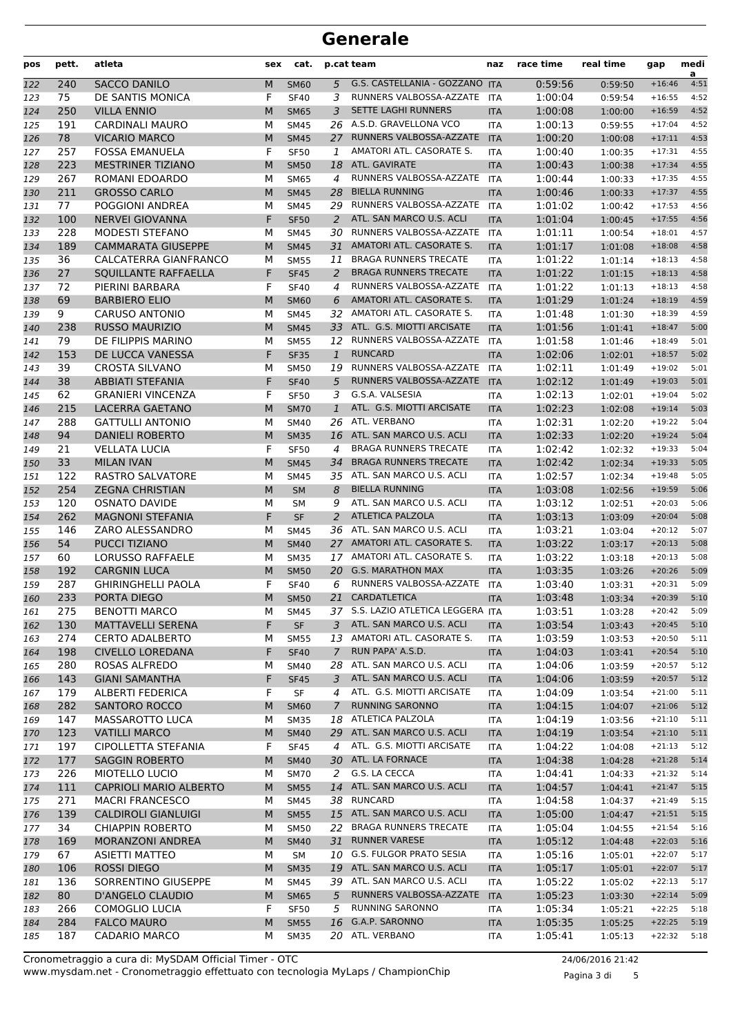# Generale

| pos | pett. | atleta | sex | cat. | p.cat | team | naz | race time | real time | gap | media |
|---|---|---|---|---|---|---|---|---|---|---|---|
| 122 | 240 | SACCO DANILO | M | SM60 | 5 | G.S. CASTELLANIA - GOZZANO | ITA | 0:59:56 | 0:59:50 | +16:46 | 4:51 |
| 123 | 75 | DE SANTIS MONICA | F | SF40 | 3 | RUNNERS VALBOSSA-AZZATE | ITA | 1:00:04 | 0:59:54 | +16:55 | 4:52 |
| 124 | 250 | VILLA ENNIO | M | SM65 | 3 | SETTE LAGHI RUNNERS | ITA | 1:00:08 | 1:00:00 | +16:59 | 4:52 |
| 125 | 191 | CARDINALI MAURO | M | SM45 | 26 | A.S.D. GRAVELLONA VCO | ITA | 1:00:13 | 0:59:55 | +17:04 | 4:52 |
| 126 | 78 | VICARIO MARCO | M | SM45 | 27 | RUNNERS VALBOSSA-AZZATE | ITA | 1:00:20 | 1:00:08 | +17:11 | 4:53 |
| 127 | 257 | FOSSA EMANUELA | F | SF50 | 1 | AMATORI ATL. CASORATE S. | ITA | 1:00:40 | 1:00:35 | +17:31 | 4:55 |
| 128 | 223 | MESTRINER TIZIANO | M | SM50 | 18 | ATL. GAVIRATE | ITA | 1:00:43 | 1:00:38 | +17:34 | 4:55 |
| 129 | 267 | ROMANI EDOARDO | M | SM65 | 4 | RUNNERS VALBOSSA-AZZATE | ITA | 1:00:44 | 1:00:33 | +17:35 | 4:55 |
| 130 | 211 | GROSSO CARLO | M | SM45 | 28 | BIELLA RUNNING | ITA | 1:00:46 | 1:00:33 | +17:37 | 4:55 |
| 131 | 77 | POGGIONI ANDREA | M | SM45 | 29 | RUNNERS VALBOSSA-AZZATE | ITA | 1:01:02 | 1:00:42 | +17:53 | 4:56 |
| 132 | 100 | NERVEI GIOVANNA | F | SF50 | 2 | ATL. SAN MARCO U.S. ACLI | ITA | 1:01:04 | 1:00:45 | +17:55 | 4:56 |
| 133 | 228 | MODESTI STEFANO | M | SM45 | 30 | RUNNERS VALBOSSA-AZZATE | ITA | 1:01:11 | 1:00:54 | +18:01 | 4:57 |
| 134 | 189 | CAMMARATA GIUSEPPE | M | SM45 | 31 | AMATORI ATL. CASORATE S. | ITA | 1:01:17 | 1:01:08 | +18:08 | 4:58 |
| 135 | 36 | CALCATERRA GIANFRANCO | M | SM55 | 11 | BRAGA RUNNERS TRECATE | ITA | 1:01:22 | 1:01:14 | +18:13 | 4:58 |
| 136 | 27 | SQUILLANTE RAFFAELLA | F | SF45 | 2 | BRAGA RUNNERS TRECATE | ITA | 1:01:22 | 1:01:15 | +18:13 | 4:58 |
| 137 | 72 | PIERINI BARBARA | F | SF40 | 4 | RUNNERS VALBOSSA-AZZATE | ITA | 1:01:22 | 1:01:13 | +18:13 | 4:58 |
| 138 | 69 | BARBIERO ELIO | M | SM60 | 6 | AMATORI ATL. CASORATE S. | ITA | 1:01:29 | 1:01:24 | +18:19 | 4:59 |
| 139 | 9 | CARUSO ANTONIO | M | SM45 | 32 | AMATORI ATL. CASORATE S. | ITA | 1:01:48 | 1:01:30 | +18:39 | 4:59 |
| 140 | 238 | RUSSO MAURIZIO | M | SM45 | 33 | ATL. G.S. MIOTTI ARCISATE | ITA | 1:01:56 | 1:01:41 | +18:47 | 5:00 |
| 141 | 79 | DE FILIPPIS MARINO | M | SM55 | 12 | RUNNERS VALBOSSA-AZZATE | ITA | 1:01:58 | 1:01:46 | +18:49 | 5:01 |
| 142 | 153 | DE LUCCA VANESSA | F | SF35 | 1 | RUNCARD | ITA | 1:02:06 | 1:02:01 | +18:57 | 5:02 |
| 143 | 39 | CROSTA SILVANO | M | SM50 | 19 | RUNNERS VALBOSSA-AZZATE | ITA | 1:02:11 | 1:01:49 | +19:02 | 5:01 |
| 144 | 38 | ABBIATI STEFANIA | F | SF40 | 5 | RUNNERS VALBOSSA-AZZATE | ITA | 1:02:12 | 1:01:49 | +19:03 | 5:01 |
| 145 | 62 | GRANIERI VINCENZA | F | SF50 | 3 | G.S.A. VALSESIA | ITA | 1:02:13 | 1:02:01 | +19:04 | 5:02 |
| 146 | 215 | LACERRA GAETANO | M | SM70 | 1 | ATL. G.S. MIOTTI ARCISATE | ITA | 1:02:23 | 1:02:08 | +19:14 | 5:03 |
| 147 | 288 | GATTULLI ANTONIO | M | SM40 | 26 | ATL. VERBANO | ITA | 1:02:31 | 1:02:20 | +19:22 | 5:04 |
| 148 | 94 | DANIELI ROBERTO | M | SM35 | 16 | ATL. SAN MARCO U.S. ACLI | ITA | 1:02:33 | 1:02:20 | +19:24 | 5:04 |
| 149 | 21 | VELLATA LUCIA | F | SF50 | 4 | BRAGA RUNNERS TRECATE | ITA | 1:02:42 | 1:02:32 | +19:33 | 5:04 |
| 150 | 33 | MILAN IVAN | M | SM45 | 34 | BRAGA RUNNERS TRECATE | ITA | 1:02:42 | 1:02:34 | +19:33 | 5:05 |
| 151 | 122 | RASTRO SALVATORE | M | SM45 | 35 | ATL. SAN MARCO U.S. ACLI | ITA | 1:02:57 | 1:02:34 | +19:48 | 5:05 |
| 152 | 254 | ZEGNA CHRISTIAN | M | SM | 8 | BIELLA RUNNING | ITA | 1:03:08 | 1:02:56 | +19:59 | 5:06 |
| 153 | 120 | OSNATO DAVIDE | M | SM | 9 | ATL. SAN MARCO U.S. ACLI | ITA | 1:03:12 | 1:02:51 | +20:03 | 5:06 |
| 154 | 262 | MAGNONI STEFANIA | F | SF | 2 | ATLETICA PALZOLA | ITA | 1:03:13 | 1:03:09 | +20:04 | 5:08 |
| 155 | 146 | ZARO ALESSANDRO | M | SM45 | 36 | ATL. SAN MARCO U.S. ACLI | ITA | 1:03:21 | 1:03:04 | +20:12 | 5:07 |
| 156 | 54 | PUCCI TIZIANO | M | SM40 | 27 | AMATORI ATL. CASORATE S. | ITA | 1:03:22 | 1:03:17 | +20:13 | 5:08 |
| 157 | 60 | LORUSSO RAFFAELE | M | SM35 | 17 | AMATORI ATL. CASORATE S. | ITA | 1:03:22 | 1:03:18 | +20:13 | 5:08 |
| 158 | 192 | CARGNIN LUCA | M | SM50 | 20 | G.S. MARATHON MAX | ITA | 1:03:35 | 1:03:26 | +20:26 | 5:09 |
| 159 | 287 | GHIRINGHELLI PAOLA | F | SF40 | 6 | RUNNERS VALBOSSA-AZZATE | ITA | 1:03:40 | 1:03:31 | +20:31 | 5:09 |
| 160 | 233 | PORTA DIEGO | M | SM50 | 21 | CARDATLETICA | ITA | 1:03:48 | 1:03:34 | +20:39 | 5:10 |
| 161 | 275 | BENOTTI MARCO | M | SM45 | 37 | S.S. LAZIO ATLETICA LEGGERA | ITA | 1:03:51 | 1:03:28 | +20:42 | 5:09 |
| 162 | 130 | MATTAVELLI SERENA | F | SF | 3 | ATL. SAN MARCO U.S. ACLI | ITA | 1:03:54 | 1:03:43 | +20:45 | 5:10 |
| 163 | 274 | CERTO ADALBERTO | M | SM55 | 13 | AMATORI ATL. CASORATE S. | ITA | 1:03:59 | 1:03:53 | +20:50 | 5:11 |
| 164 | 198 | CIVELLO LOREDANA | F | SF40 | 7 | RUN PAPA' A.S.D. | ITA | 1:04:03 | 1:03:41 | +20:54 | 5:10 |
| 165 | 280 | ROSAS ALFREDO | M | SM40 | 28 | ATL. SAN MARCO U.S. ACLI | ITA | 1:04:06 | 1:03:59 | +20:57 | 5:12 |
| 166 | 143 | GIANI SAMANTHA | F | SF45 | 3 | ATL. SAN MARCO U.S. ACLI | ITA | 1:04:06 | 1:03:59 | +20:57 | 5:12 |
| 167 | 179 | ALBERTI FEDERICA | F | SF | 4 | ATL. G.S. MIOTTI ARCISATE | ITA | 1:04:09 | 1:03:54 | +21:00 | 5:11 |
| 168 | 282 | SANTORO ROCCO | M | SM60 | 7 | RUNNING SARONNO | ITA | 1:04:15 | 1:04:07 | +21:06 | 5:12 |
| 169 | 147 | MASSAROTTO LUCA | M | SM35 | 18 | ATLETICA PALZOLA | ITA | 1:04:19 | 1:03:56 | +21:10 | 5:11 |
| 170 | 123 | VATILLI MARCO | M | SM40 | 29 | ATL. SAN MARCO U.S. ACLI | ITA | 1:04:19 | 1:03:54 | +21:10 | 5:11 |
| 171 | 197 | CIPOLLETTA STEFANIA | F | SF45 | 4 | ATL. G.S. MIOTTI ARCISATE | ITA | 1:04:22 | 1:04:08 | +21:13 | 5:12 |
| 172 | 177 | SAGGIN ROBERTO | M | SM40 | 30 | ATL. LA FORNACE | ITA | 1:04:38 | 1:04:28 | +21:28 | 5:14 |
| 173 | 226 | MIOTELLO LUCIO | M | SM70 | 2 | G.S. LA CECCA | ITA | 1:04:41 | 1:04:33 | +21:32 | 5:14 |
| 174 | 111 | CAPRIOLI MARIO ALBERTO | M | SM55 | 14 | ATL. SAN MARCO U.S. ACLI | ITA | 1:04:57 | 1:04:41 | +21:47 | 5:15 |
| 175 | 271 | MACRI FRANCESCO | M | SM45 | 38 | RUNCARD | ITA | 1:04:58 | 1:04:37 | +21:49 | 5:15 |
| 176 | 139 | CALDIROLI GIANLUIGI | M | SM55 | 15 | ATL. SAN MARCO U.S. ACLI | ITA | 1:05:00 | 1:04:47 | +21:51 | 5:15 |
| 177 | 34 | CHIAPPIN ROBERTO | M | SM50 | 22 | BRAGA RUNNERS TRECATE | ITA | 1:05:04 | 1:04:55 | +21:54 | 5:16 |
| 178 | 169 | MORANZONI ANDREA | M | SM40 | 31 | RUNNER VARESE | ITA | 1:05:12 | 1:04:48 | +22:03 | 5:16 |
| 179 | 67 | ASIETTI MATTEO | M | SM | 10 | G.S. FULGOR PRATO SESIA | ITA | 1:05:16 | 1:05:01 | +22:07 | 5:17 |
| 180 | 106 | ROSSI DIEGO | M | SM35 | 19 | ATL. SAN MARCO U.S. ACLI | ITA | 1:05:17 | 1:05:01 | +22:07 | 5:17 |
| 181 | 136 | SORRENTINO GIUSEPPE | M | SM45 | 39 | ATL. SAN MARCO U.S. ACLI | ITA | 1:05:22 | 1:05:02 | +22:13 | 5:17 |
| 182 | 80 | D'ANGELO CLAUDIO | M | SM65 | 5 | RUNNERS VALBOSSA-AZZATE | ITA | 1:05:23 | 1:03:30 | +22:14 | 5:09 |
| 183 | 266 | COMOGLIO LUCIA | F | SF50 | 5 | RUNNING SARONNO | ITA | 1:05:34 | 1:05:21 | +22:25 | 5:18 |
| 184 | 284 | FALCO MAURO | M | SM55 | 16 | G.A.P. SARONNO | ITA | 1:05:35 | 1:05:25 | +22:25 | 5:19 |
| 185 | 187 | CADARIO MARCO | M | SM35 | 20 | ATL. VERBANO | ITA | 1:05:41 | 1:05:13 | +22:32 | 5:18 |

Cronometraggio a cura di: MySDAM Official Timer - OTC
www.mysdam.net - Cronometraggio effettuato con tecnologia MyLaps / ChampionChip

24/06/2016 21:42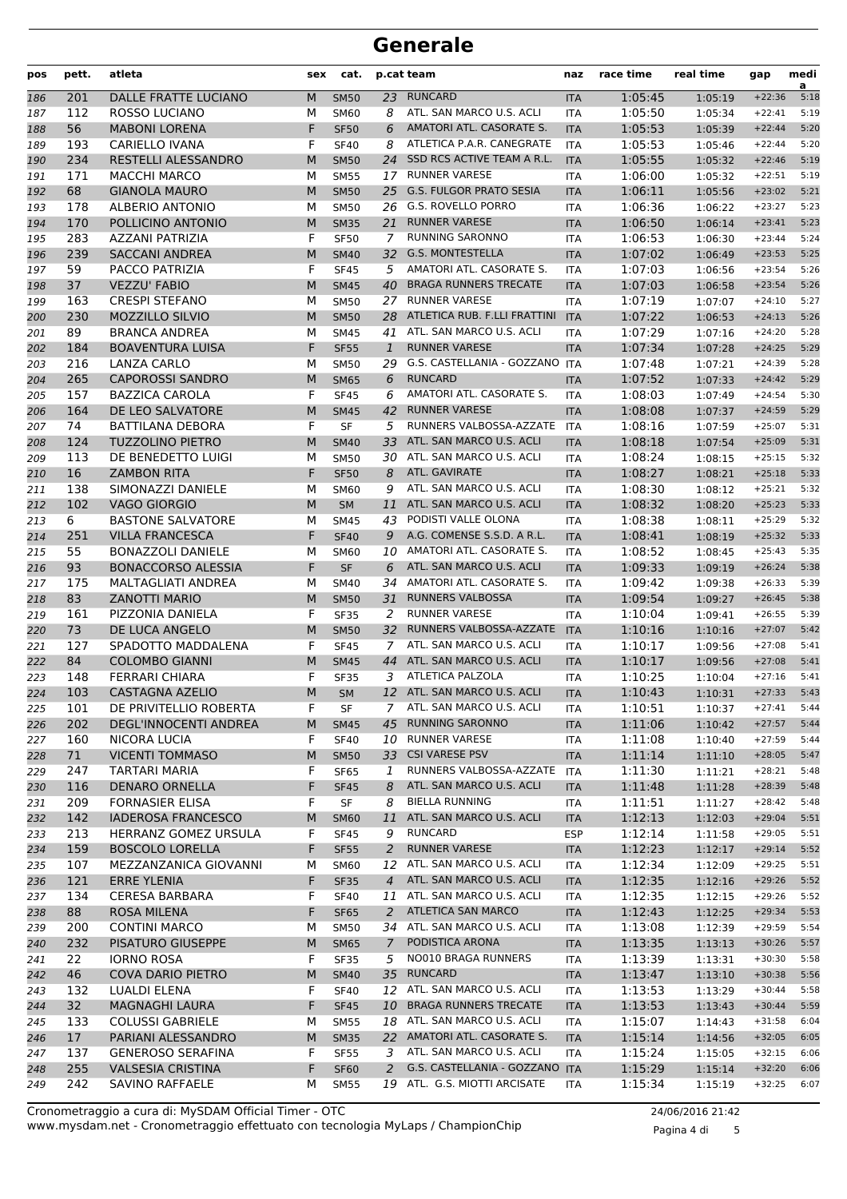# Generale

| pos | pett. | atleta | sex | cat. | p.cat | team | naz | race time | real time | gap | media |
|---|---|---|---|---|---|---|---|---|---|---|---|
| 186 | 201 | DALLE FRATTE LUCIANO | M | SM50 | 23 | RUNCARD | ITA | 1:05:45 | 1:05:19 | +22:36 | 5:18 |
| 187 | 112 | ROSSO LUCIANO | M | SM60 | 8 | ATL. SAN MARCO U.S. ACLI | ITA | 1:05:50 | 1:05:34 | +22:41 | 5:19 |
| 188 | 56 | MABONI LORENA | F | SF50 | 6 | AMATORI ATL. CASORATE S. | ITA | 1:05:53 | 1:05:39 | +22:44 | 5:20 |
| 189 | 193 | CARIELLO IVANA | F | SF40 | 8 | ATLETICA P.A.R. CANEGRATE | ITA | 1:05:53 | 1:05:46 | +22:44 | 5:20 |
| 190 | 234 | RESTELLI ALESSANDRO | M | SM50 | 24 | SSD RCS ACTIVE TEAM A R.L. | ITA | 1:05:55 | 1:05:32 | +22:46 | 5:19 |
| 191 | 171 | MACCHI MARCO | M | SM55 | 17 | RUNNER VARESE | ITA | 1:06:00 | 1:05:32 | +22:51 | 5:19 |
| 192 | 68 | GIANOLA MAURO | M | SM50 | 25 | G.S. FULGOR PRATO SESIA | ITA | 1:06:11 | 1:05:56 | +23:02 | 5:21 |
| 193 | 178 | ALBERIO ANTONIO | M | SM50 | 26 | G.S. ROVELLO PORRO | ITA | 1:06:36 | 1:06:22 | +23:27 | 5:23 |
| 194 | 170 | POLLICINO ANTONIO | M | SM35 | 21 | RUNNER VARESE | ITA | 1:06:50 | 1:06:14 | +23:41 | 5:23 |
| 195 | 283 | AZZANI PATRIZIA | F | SF50 | 7 | RUNNING SARONNO | ITA | 1:06:53 | 1:06:30 | +23:44 | 5:24 |
| 196 | 239 | SACCANI ANDREA | M | SM40 | 32 | G.S. MONTESTELLA | ITA | 1:07:02 | 1:06:49 | +23:53 | 5:25 |
| 197 | 59 | PACCO PATRIZIA | F | SF45 | 5 | AMATORI ATL. CASORATE S. | ITA | 1:07:03 | 1:06:56 | +23:54 | 5:26 |
| 198 | 37 | VEZZU' FABIO | M | SM45 | 40 | BRAGA RUNNERS TRECATE | ITA | 1:07:03 | 1:06:58 | +23:54 | 5:26 |
| 199 | 163 | CRESPI STEFANO | M | SM50 | 27 | RUNNER VARESE | ITA | 1:07:19 | 1:07:07 | +24:10 | 5:27 |
| 200 | 230 | MOZZILLO SILVIO | M | SM50 | 28 | ATLETICA RUB. F.LLI FRATTINI | ITA | 1:07:22 | 1:06:53 | +24:13 | 5:26 |
| 201 | 89 | BRANCA ANDREA | M | SM45 | 41 | ATL. SAN MARCO U.S. ACLI | ITA | 1:07:29 | 1:07:16 | +24:20 | 5:28 |
| 202 | 184 | BOAVENTURA LUISA | F | SF55 | 1 | RUNNER VARESE | ITA | 1:07:34 | 1:07:28 | +24:25 | 5:29 |
| 203 | 216 | LANZA CARLO | M | SM50 | 29 | G.S. CASTELLANIA - GOZZANO | ITA | 1:07:48 | 1:07:21 | +24:39 | 5:28 |
| 204 | 265 | CAPOROSSI SANDRO | M | SM65 | 6 | RUNCARD | ITA | 1:07:52 | 1:07:33 | +24:42 | 5:29 |
| 205 | 157 | BAZZICA CAROLA | F | SF45 | 6 | AMATORI ATL. CASORATE S. | ITA | 1:08:03 | 1:07:49 | +24:54 | 5:30 |
| 206 | 164 | DE LEO SALVATORE | M | SM45 | 42 | RUNNER VARESE | ITA | 1:08:08 | 1:07:37 | +24:59 | 5:29 |
| 207 | 74 | BATTILANA DEBORA | F | SF | 5 | RUNNERS VALBOSSA-AZZATE | ITA | 1:08:16 | 1:07:59 | +25:07 | 5:31 |
| 208 | 124 | TUZZOLINO PIETRO | M | SM40 | 33 | ATL. SAN MARCO U.S. ACLI | ITA | 1:08:18 | 1:07:54 | +25:09 | 5:31 |
| 209 | 113 | DE BENEDETTO LUIGI | M | SM50 | 30 | ATL. SAN MARCO U.S. ACLI | ITA | 1:08:24 | 1:08:15 | +25:15 | 5:32 |
| 210 | 16 | ZAMBON RITA | F | SF50 | 8 | ATL. GAVIRATE | ITA | 1:08:27 | 1:08:21 | +25:18 | 5:33 |
| 211 | 138 | SIMONAZZI DANIELE | M | SM60 | 9 | ATL. SAN MARCO U.S. ACLI | ITA | 1:08:30 | 1:08:12 | +25:21 | 5:32 |
| 212 | 102 | VAGO GIORGIO | M | SM | 11 | ATL. SAN MARCO U.S. ACLI | ITA | 1:08:32 | 1:08:20 | +25:23 | 5:33 |
| 213 | 6 | BASTONE SALVATORE | M | SM45 | 43 | PODISTI VALLE OLONA | ITA | 1:08:38 | 1:08:11 | +25:29 | 5:32 |
| 214 | 251 | VILLA FRANCESCA | F | SF40 | 9 | A.G. COMENSE S.S.D. A R.L. | ITA | 1:08:41 | 1:08:19 | +25:32 | 5:33 |
| 215 | 55 | BONAZZOLI DANIELE | M | SM60 | 10 | AMATORI ATL. CASORATE S. | ITA | 1:08:52 | 1:08:45 | +25:43 | 5:35 |
| 216 | 93 | BONACCORSO ALESSIA | F | SF | 6 | ATL. SAN MARCO U.S. ACLI | ITA | 1:09:33 | 1:09:19 | +26:24 | 5:38 |
| 217 | 175 | MALTAGLIATI ANDREA | M | SM40 | 34 | AMATORI ATL. CASORATE S. | ITA | 1:09:42 | 1:09:38 | +26:33 | 5:39 |
| 218 | 83 | ZANOTTI MARIO | M | SM50 | 31 | RUNNERS VALBOSSA | ITA | 1:09:54 | 1:09:27 | +26:45 | 5:38 |
| 219 | 161 | PIZZONIA DANIELA | F | SF35 | 2 | RUNNER VARESE | ITA | 1:10:04 | 1:09:41 | +26:55 | 5:39 |
| 220 | 73 | DE LUCA ANGELO | M | SM50 | 32 | RUNNERS VALBOSSA-AZZATE | ITA | 1:10:16 | 1:10:16 | +27:07 | 5:42 |
| 221 | 127 | SPADOTTO MADDALENA | F | SF45 | 7 | ATL. SAN MARCO U.S. ACLI | ITA | 1:10:17 | 1:09:56 | +27:08 | 5:41 |
| 222 | 84 | COLOMBO GIANNI | M | SM45 | 44 | ATL. SAN MARCO U.S. ACLI | ITA | 1:10:17 | 1:09:56 | +27:08 | 5:41 |
| 223 | 148 | FERRARI CHIARA | F | SF35 | 3 | ATLETICA PALZOLA | ITA | 1:10:25 | 1:10:04 | +27:16 | 5:41 |
| 224 | 103 | CASTAGNA AZELIO | M | SM | 12 | ATL. SAN MARCO U.S. ACLI | ITA | 1:10:43 | 1:10:31 | +27:33 | 5:43 |
| 225 | 101 | DE PRIVITELLIO ROBERTA | F | SF | 7 | ATL. SAN MARCO U.S. ACLI | ITA | 1:10:51 | 1:10:37 | +27:41 | 5:44 |
| 226 | 202 | DEGL'INNOCENTI ANDREA | M | SM45 | 45 | RUNNING SARONNO | ITA | 1:11:06 | 1:10:42 | +27:57 | 5:44 |
| 227 | 160 | NICORA LUCIA | F | SF40 | 10 | RUNNER VARESE | ITA | 1:11:08 | 1:10:40 | +27:59 | 5:44 |
| 228 | 71 | VICENTI TOMMASO | M | SM50 | 33 | CSI VARESE PSV | ITA | 1:11:14 | 1:11:10 | +28:05 | 5:47 |
| 229 | 247 | TARTARI MARIA | F | SF65 | 1 | RUNNERS VALBOSSA-AZZATE | ITA | 1:11:30 | 1:11:21 | +28:21 | 5:48 |
| 230 | 116 | DENARO ORNELLA | F | SF45 | 8 | ATL. SAN MARCO U.S. ACLI | ITA | 1:11:48 | 1:11:28 | +28:39 | 5:48 |
| 231 | 209 | FORNASIER ELISA | F | SF | 8 | BIELLA RUNNING | ITA | 1:11:51 | 1:11:27 | +28:42 | 5:48 |
| 232 | 142 | IADEROSA FRANCESCO | M | SM60 | 11 | ATL. SAN MARCO U.S. ACLI | ITA | 1:12:13 | 1:12:03 | +29:04 | 5:51 |
| 233 | 213 | HERRANZ GOMEZ URSULA | F | SF45 | 9 | RUNCARD | ESP | 1:12:14 | 1:11:58 | +29:05 | 5:51 |
| 234 | 159 | BOSCOLO LORELLA | F | SF55 | 2 | RUNNER VARESE | ITA | 1:12:23 | 1:12:17 | +29:14 | 5:52 |
| 235 | 107 | MEZZANZANICA GIOVANNI | M | SM60 | 12 | ATL. SAN MARCO U.S. ACLI | ITA | 1:12:34 | 1:12:09 | +29:25 | 5:51 |
| 236 | 121 | ERRE YLENIA | F | SF35 | 4 | ATL. SAN MARCO U.S. ACLI | ITA | 1:12:35 | 1:12:16 | +29:26 | 5:52 |
| 237 | 134 | CERESA BARBARA | F | SF40 | 11 | ATL. SAN MARCO U.S. ACLI | ITA | 1:12:35 | 1:12:15 | +29:26 | 5:52 |
| 238 | 88 | ROSA MILENA | F | SF65 | 2 | ATLETICA SAN MARCO | ITA | 1:12:43 | 1:12:25 | +29:34 | 5:53 |
| 239 | 200 | CONTINI MARCO | M | SM50 | 34 | ATL. SAN MARCO U.S. ACLI | ITA | 1:13:08 | 1:12:39 | +29:59 | 5:54 |
| 240 | 232 | PISATURO GIUSEPPE | M | SM65 | 7 | PODISTICA ARONA | ITA | 1:13:35 | 1:13:13 | +30:26 | 5:57 |
| 241 | 22 | IORNO ROSA | F | SF35 | 5 | NO010 BRAGA RUNNERS | ITA | 1:13:39 | 1:13:31 | +30:30 | 5:58 |
| 242 | 46 | COVA DARIO PIETRO | M | SM40 | 35 | RUNCARD | ITA | 1:13:47 | 1:13:10 | +30:38 | 5:56 |
| 243 | 132 | LUALDI ELENA | F | SF40 | 12 | ATL. SAN MARCO U.S. ACLI | ITA | 1:13:53 | 1:13:29 | +30:44 | 5:58 |
| 244 | 32 | MAGNAGHI LAURA | F | SF45 | 10 | BRAGA RUNNERS TRECATE | ITA | 1:13:53 | 1:13:43 | +30:44 | 5:59 |
| 245 | 133 | COLUSSI GABRIELE | M | SM55 | 18 | ATL. SAN MARCO U.S. ACLI | ITA | 1:15:07 | 1:14:43 | +31:58 | 6:04 |
| 246 | 17 | PARIANI ALESSANDRO | M | SM35 | 22 | AMATORI ATL. CASORATE S. | ITA | 1:15:14 | 1:14:56 | +32:05 | 6:05 |
| 247 | 137 | GENEROSO SERAFINA | F | SF55 | 3 | ATL. SAN MARCO U.S. ACLI | ITA | 1:15:24 | 1:15:05 | +32:15 | 6:06 |
| 248 | 255 | VALSESIA CRISTINA | F | SF60 | 2 | G.S. CASTELLANIA - GOZZANO | ITA | 1:15:29 | 1:15:14 | +32:20 | 6:06 |
| 249 | 242 | SAVINO RAFFAELE | M | SM55 | 19 | ATL. G.S. MIOTTI ARCISATE | ITA | 1:15:34 | 1:15:19 | +32:25 | 6:07 |

Cronometraggio a cura di: MySDAM Official Timer - OTC
www.mysdam.net - Cronometraggio effettuato con tecnologia MyLaps / ChampionChip

24/06/2016 21:42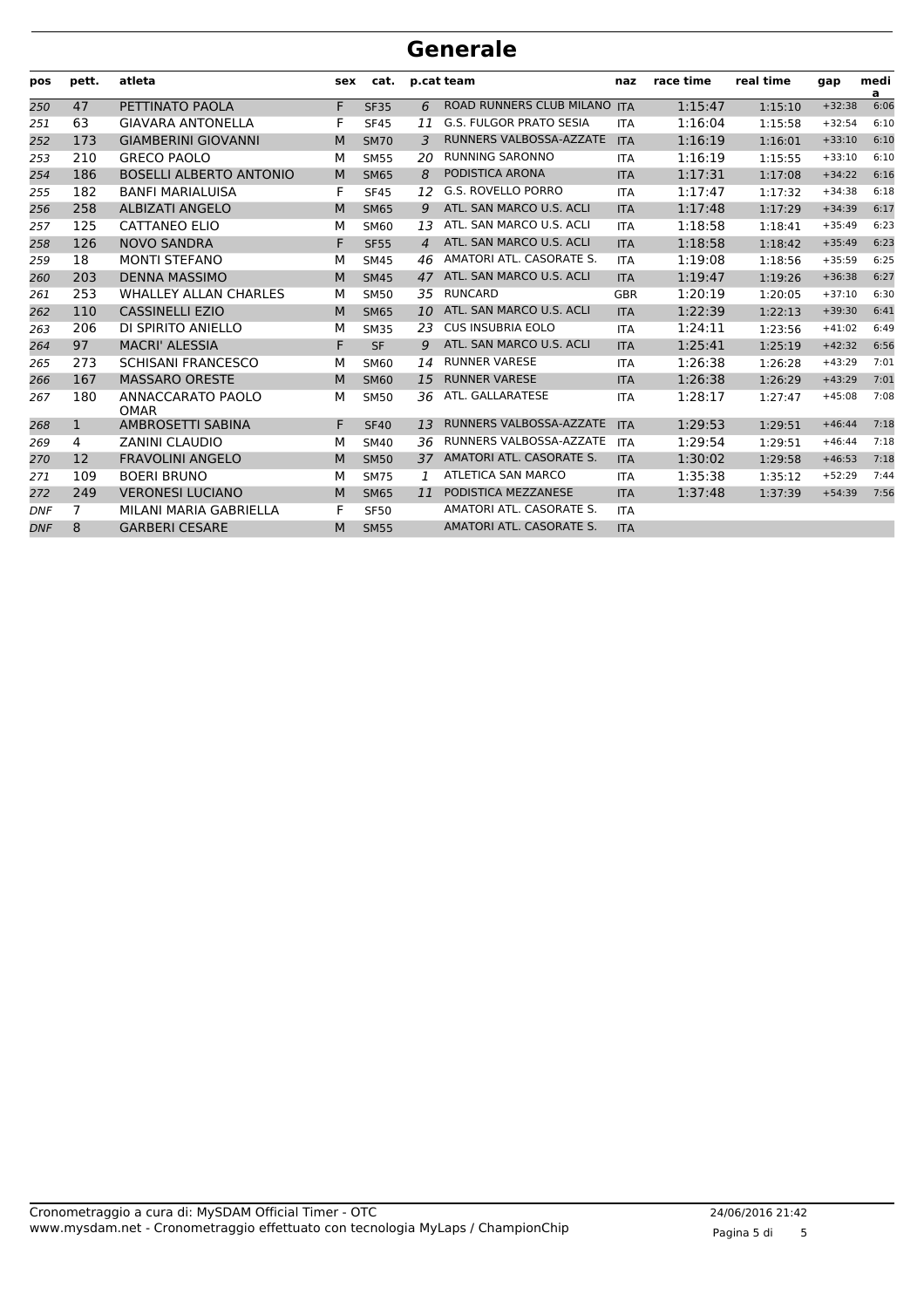# Generale

| pos | pett. | atleta | sex | cat. | p.cat | team | naz | race time | real time | gap | media |
|---|---|---|---|---|---|---|---|---|---|---|---|
| 250 | 47 | PETTINATO PAOLA | F | SF35 | 6 | ROAD RUNNERS CLUB MILANO | ITA | 1:15:47 | 1:15:10 | +32:38 | 6:06 |
| 251 | 63 | GIAVARA ANTONELLA | F | SF45 | 11 | G.S. FULGOR PRATO SESIA | ITA | 1:16:04 | 1:15:58 | +32:54 | 6:10 |
| 252 | 173 | GIAMBERINI GIOVANNI | M | SM70 | 3 | RUNNERS VALBOSSA-AZZATE | ITA | 1:16:19 | 1:16:01 | +33:10 | 6:10 |
| 253 | 210 | GRECO PAOLO | M | SM55 | 20 | RUNNING SARONNO | ITA | 1:16:19 | 1:15:55 | +33:10 | 6:10 |
| 254 | 186 | BOSELLI ALBERTO ANTONIO | M | SM65 | 8 | PODISTICA ARONA | ITA | 1:17:31 | 1:17:08 | +34:22 | 6:16 |
| 255 | 182 | BANFI MARIALUISA | F | SF45 | 12 | G.S. ROVELLO PORRO | ITA | 1:17:47 | 1:17:32 | +34:38 | 6:18 |
| 256 | 258 | ALBIZATI ANGELO | M | SM65 | 9 | ATL. SAN MARCO U.S. ACLI | ITA | 1:17:48 | 1:17:29 | +34:39 | 6:17 |
| 257 | 125 | CATTANEO ELIO | M | SM60 | 13 | ATL. SAN MARCO U.S. ACLI | ITA | 1:18:58 | 1:18:41 | +35:49 | 6:23 |
| 258 | 126 | NOVO SANDRA | F | SF55 | 4 | ATL. SAN MARCO U.S. ACLI | ITA | 1:18:58 | 1:18:42 | +35:49 | 6:23 |
| 259 | 18 | MONTI STEFANO | M | SM45 | 46 | AMATORI ATL. CASORATE S. | ITA | 1:19:08 | 1:18:56 | +35:59 | 6:25 |
| 260 | 203 | DENNA MASSIMO | M | SM45 | 47 | ATL. SAN MARCO U.S. ACLI | ITA | 1:19:47 | 1:19:26 | +36:38 | 6:27 |
| 261 | 253 | WHALLEY ALLAN CHARLES | M | SM50 | 35 | RUNCARD | GBR | 1:20:19 | 1:20:05 | +37:10 | 6:30 |
| 262 | 110 | CASSINELLI EZIO | M | SM65 | 10 | ATL. SAN MARCO U.S. ACLI | ITA | 1:22:39 | 1:22:13 | +39:30 | 6:41 |
| 263 | 206 | DI SPIRITO ANIELLO | M | SM35 | 23 | CUS INSUBRIA EOLO | ITA | 1:24:11 | 1:23:56 | +41:02 | 6:49 |
| 264 | 97 | MACRI' ALESSIA | F | SF | 9 | ATL. SAN MARCO U.S. ACLI | ITA | 1:25:41 | 1:25:19 | +42:32 | 6:56 |
| 265 | 273 | SCHISANI FRANCESCO | M | SM60 | 14 | RUNNER VARESE | ITA | 1:26:38 | 1:26:28 | +43:29 | 7:01 |
| 266 | 167 | MASSARO ORESTE | M | SM60 | 15 | RUNNER VARESE | ITA | 1:26:38 | 1:26:29 | +43:29 | 7:01 |
| 267 | 180 | ANNACCARATO PAOLO OMAR | M | SM50 | 36 | ATL. GALLARATESE | ITA | 1:28:17 | 1:27:47 | +45:08 | 7:08 |
| 268 | 1 | AMBROSETTI SABINA | F | SF40 | 13 | RUNNERS VALBOSSA-AZZATE | ITA | 1:29:53 | 1:29:51 | +46:44 | 7:18 |
| 269 | 4 | ZANINI CLAUDIO | M | SM40 | 36 | RUNNERS VALBOSSA-AZZATE | ITA | 1:29:54 | 1:29:51 | +46:44 | 7:18 |
| 270 | 12 | FRAVOLINI ANGELO | M | SM50 | 37 | AMATORI ATL. CASORATE S. | ITA | 1:30:02 | 1:29:58 | +46:53 | 7:18 |
| 271 | 109 | BOERI BRUNO | M | SM75 | 1 | ATLETICA SAN MARCO | ITA | 1:35:38 | 1:35:12 | +52:29 | 7:44 |
| 272 | 249 | VERONESI LUCIANO | M | SM65 | 11 | PODISTICA MEZZANESE | ITA | 1:37:48 | 1:37:39 | +54:39 | 7:56 |
| DNF | 7 | MILANI MARIA GABRIELLA | F | SF50 | | AMATORI ATL. CASORATE S. | ITA | | | | |
| DNF | 8 | GARBERI CESARE | M | SM55 | | AMATORI ATL. CASORATE S. | ITA | | | | |

Cronometraggio a cura di: MySDAM Official Timer - OTC
www.mysdam.net - Cronometraggio effettuato con tecnologia MyLaps / ChampionChip

24/06/2016 21:42